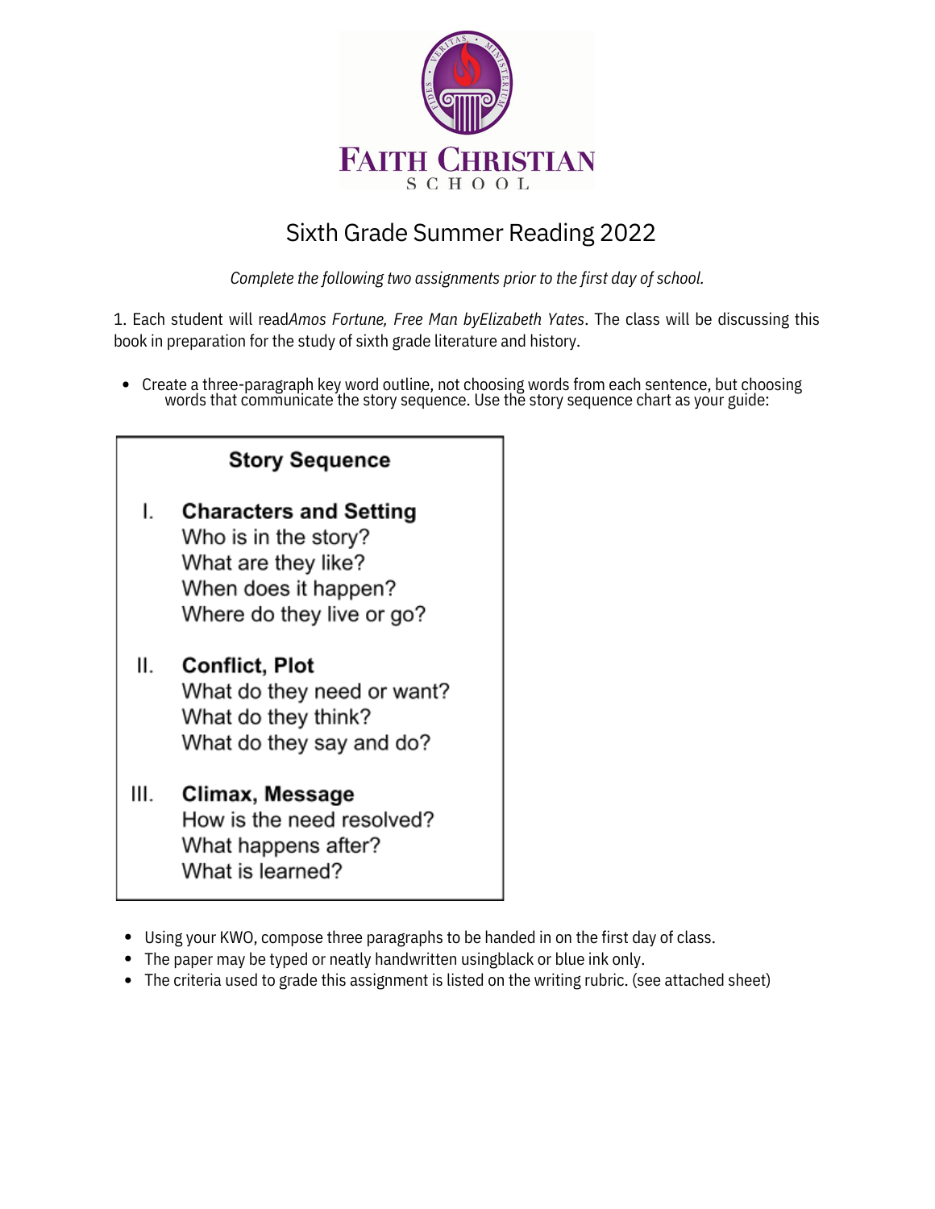FAITH CHRISTIAN
SCHOOL

# Sixth Grade Summer Reading 2022

*Complete the following two assignments prior to the first day of school.*

1. Each student will read *Amos Fortune, Free Man* by *Elizabeth Yates*. The class will be discussing this book in preparation for the study of sixth grade literature and history.

- Create a three-paragraph key word outline, not choosing words from each sentence, but choosing words that communicate the story sequence. Use the story sequence chart as your guide:

**Story Sequence**

I. **Characters and Setting**
   Who is in the story?
   What are they like?
   When does it happen?
   Where do they live or go?

II. **Conflict, Plot**
   What do they need or want?
   What do they think?
   What do they say and do?

III. **Climax, Message**
   How is the need resolved?
   What happens after?
   What is learned?

- Using your KWO, compose three paragraphs to be handed in on the first day of class.
- The paper may be typed or neatly handwritten using black or blue ink only.
- The criteria used to grade this assignment is listed on the writing rubric. (see attached sheet)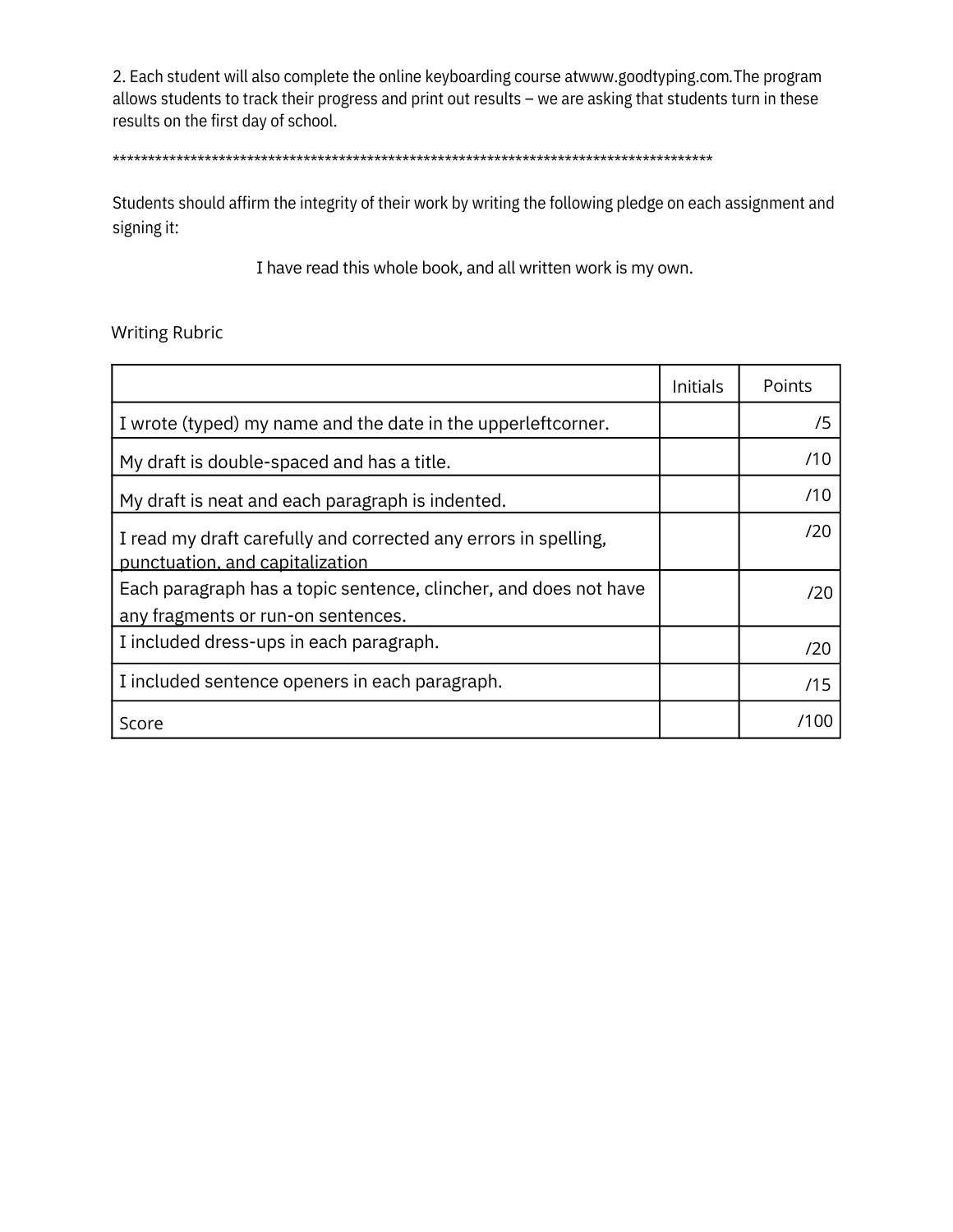2. Each student will also complete the online keyboarding course atwww.goodtyping.com.The program allows students to track their progress and print out results – we are asking that students turn in these results on the first day of school.

*****************************************************************************************

Students should affirm the integrity of their work by writing the following pledge on each assignment and signing it:

I have read this whole book, and all written work is my own.

Writing Rubric

| | Initials | Points |
|---|---|---|
| I wrote (typed) my name and the date in the upperleftcorner. | | /5 |
| My draft is double-spaced and has a title. | | /10 |
| My draft is neat and each paragraph is indented. | | /10 |
| I read my draft carefully and corrected any errors in spelling, punctuation, and capitalization | | /20 |
| Each paragraph has a topic sentence, clincher, and does not have any fragments or run-on sentences. | | /20 |
| I included dress-ups in each paragraph. | | /20 |
| I included sentence openers in each paragraph. | | /15 |
| Score | | /100 |